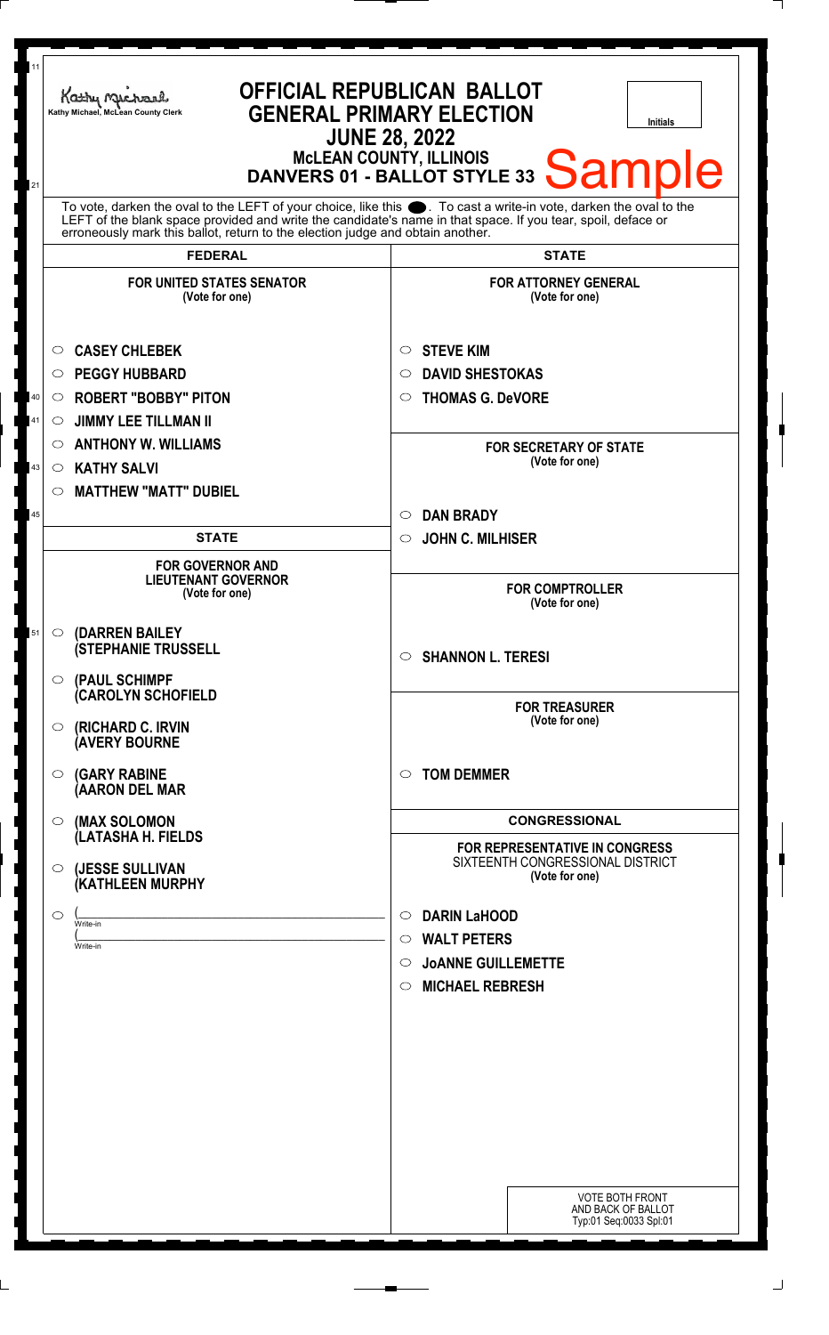Kathy Michael, McLean County Clerk

# OFFICIAL REPUBLICAN BALLOT
## GENERAL PRIMARY ELECTION
## JUNE 28, 2022
### McLEAN COUNTY, ILLINOIS
### DANVERS 01 - BALLOT STYLE 33

Sample

Initials

To vote, darken the oval to the LEFT of your choice, like this ●. To cast a write-in vote, darken the oval to the LEFT of the blank space provided and write the candidate's name in that space. If you tear, spoil, deface or erroneously mark this ballot, return to the election judge and obtain another.

## FEDERAL

### FOR UNITED STATES SENATOR
(Vote for one)

- CASEY CHLEBEK
- PEGGY HUBBARD
- ROBERT "BOBBY" PITON
- JIMMY LEE TILLMAN II
- ANTHONY W. WILLIAMS
- KATHY SALVI
- MATTHEW "MATT" DUBIEL

## STATE

### FOR GOVERNOR AND LIEUTENANT GOVERNOR
(Vote for one)

- (DARREN BAILEY (STEPHANIE TRUSSELL
- (PAUL SCHIMPF (CAROLYN SCHOFIELD
- (RICHARD C. IRVIN (AVERY BOURNE
- (GARY RABINE (AARON DEL MAR
- (MAX SOLOMON (LATASHA H. FIELDS
- (JESSE SULLIVAN (KATHLEEN MURPHY
- ( ______________ Write-in
  ( ______________ Write-in

## STATE

### FOR ATTORNEY GENERAL
(Vote for one)

- STEVE KIM
- DAVID SHESTOKAS
- THOMAS G. DeVORE

### FOR SECRETARY OF STATE
(Vote for one)

- DAN BRADY
- JOHN C. MILHISER

### FOR COMPTROLLER
(Vote for one)

- SHANNON L. TERESI

### FOR TREASURER
(Vote for one)

- TOM DEMMER

## CONGRESSIONAL

### FOR REPRESENTATIVE IN CONGRESS
SIXTEENTH CONGRESSIONAL DISTRICT
(Vote for one)

- DARIN LaHOOD
- WALT PETERS
- JoANNE GUILLEMETTE
- MICHAEL REBRESH

VOTE BOTH FRONT AND BACK OF BALLOT
Typ:01 Seq:0033 Spl:01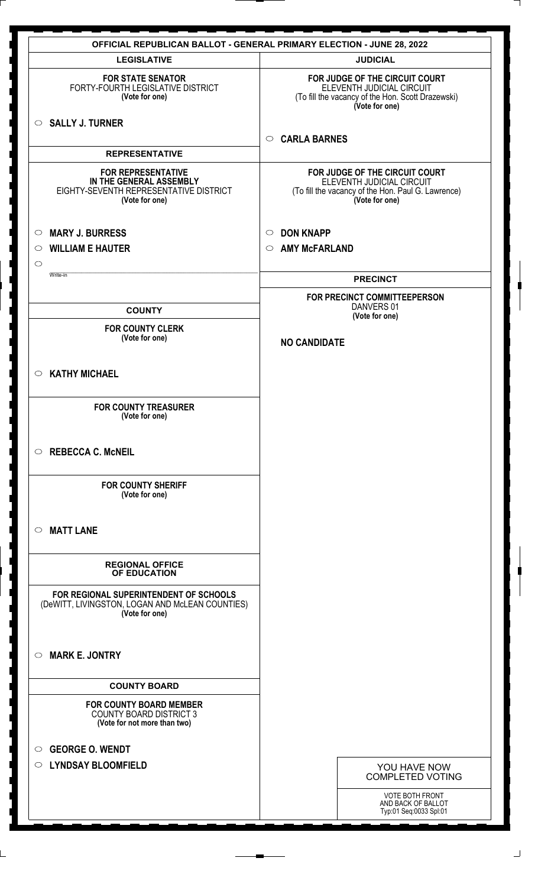# OFFICIAL REPUBLICAN BALLOT - GENERAL PRIMARY ELECTION - JUNE 28, 2022

## LEGISLATIVE

**FOR STATE SENATOR**
FORTY-FOURTH LEGISLATIVE DISTRICT
**(Vote for one)**

- ○ **SALLY J. TURNER**

## REPRESENTATIVE

**FOR REPRESENTATIVE IN THE GENERAL ASSEMBLY**
EIGHTY-SEVENTH REPRESENTATIVE DISTRICT
**(Vote for one)**

- ○ **MARY J. BURRESS**
- ○ **WILLIAM E HAUTER**
- ○ ____________ Write-in

## COUNTY

**FOR COUNTY CLERK**
**(Vote for one)**

- ○ **KATHY MICHAEL**

**FOR COUNTY TREASURER**
**(Vote for one)**

- ○ **REBECCA C. McNEIL**

**FOR COUNTY SHERIFF**
**(Vote for one)**

- ○ **MATT LANE**

## REGIONAL OFFICE OF EDUCATION

**FOR REGIONAL SUPERINTENDENT OF SCHOOLS**
(DeWITT, LIVINGSTON, LOGAN AND McLEAN COUNTIES)
**(Vote for one)**

- ○ **MARK E. JONTRY**

## COUNTY BOARD

**FOR COUNTY BOARD MEMBER**
COUNTY BOARD DISTRICT 3
**(Vote for not more than two)**

- ○ **GEORGE O. WENDT**
- ○ **LYNDSAY BLOOMFIELD**

## JUDICIAL

**FOR JUDGE OF THE CIRCUIT COURT**
ELEVENTH JUDICIAL CIRCUIT
(To fill the vacancy of the Hon. Scott Drazewski)
**(Vote for one)**

- ○ **CARLA BARNES**

**FOR JUDGE OF THE CIRCUIT COURT**
ELEVENTH JUDICIAL CIRCUIT
(To fill the vacancy of the Hon. Paul G. Lawrence)
**(Vote for one)**

- ○ **DON KNAPP**
- ○ **AMY McFARLAND**

## PRECINCT

**FOR PRECINCT COMMITTEEPERSON**
DANVERS 01
**(Vote for one)**

**NO CANDIDATE**

YOU HAVE NOW COMPLETED VOTING

VOTE BOTH FRONT AND BACK OF BALLOT
Typ:01 Seq:0033 Spl:01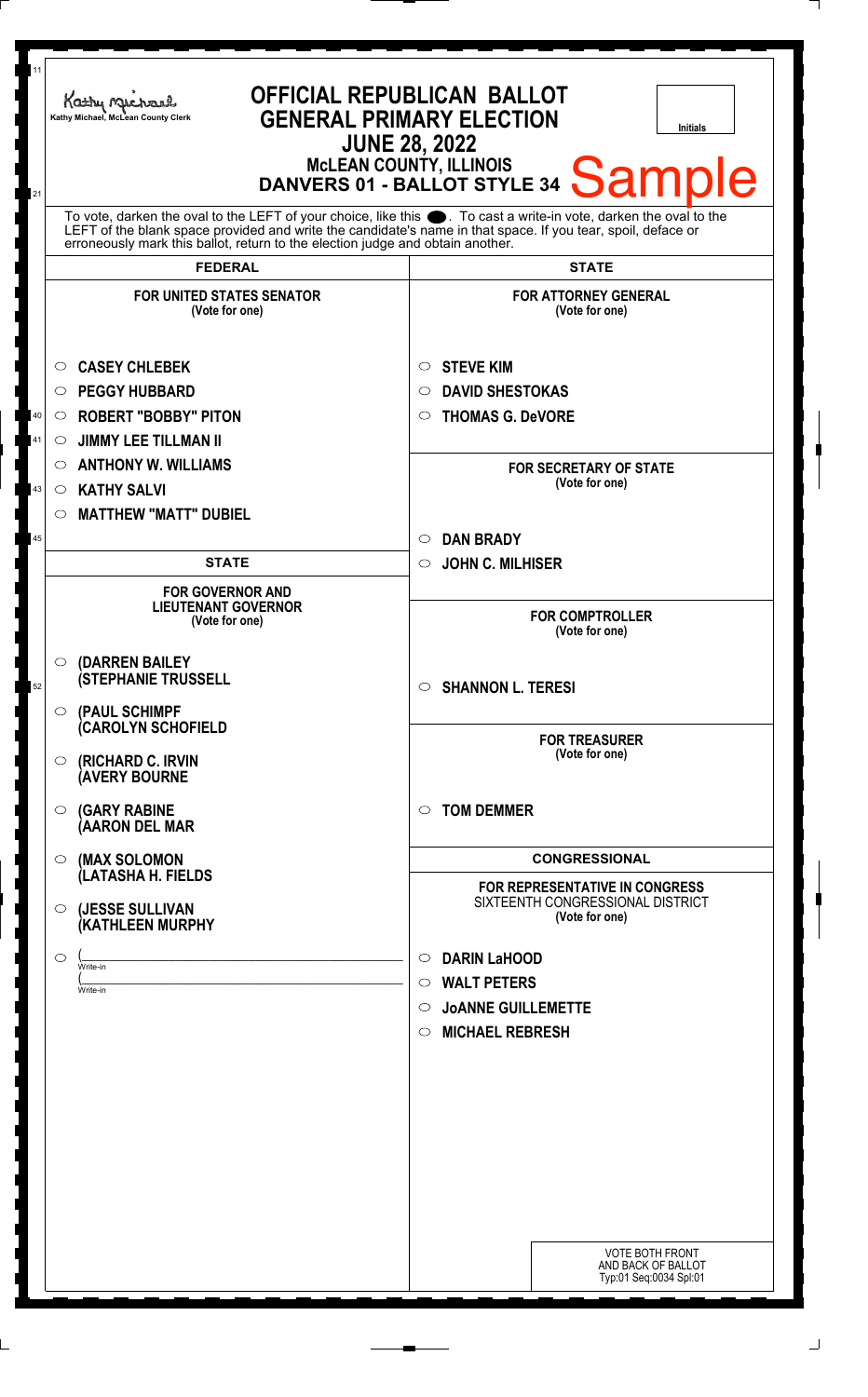Kathy Michael, McLean County Clerk

# OFFICIAL REPUBLICAN BALLOT
## GENERAL PRIMARY ELECTION
## JUNE 28, 2022
## McLEAN COUNTY, ILLINOIS
## DANVERS 01 - BALLOT STYLE 34

Sample

Initials

To vote, darken the oval to the LEFT of your choice, like this ●. To cast a write-in vote, darken the oval to the LEFT of the blank space provided and write the candidate's name in that space. If you tear, spoil, deface or erroneously mark this ballot, return to the election judge and obtain another.

## FEDERAL

### FOR UNITED STATES SENATOR
(Vote for one)

- ○ **CASEY CHLEBEK**
- ○ **PEGGY HUBBARD**
- ○ **ROBERT "BOBBY" PITON**
- ○ **JIMMY LEE TILLMAN II**
- ○ **ANTHONY W. WILLIAMS**
- ○ **KATHY SALVI**
- ○ **MATTHEW "MATT" DUBIEL**

## STATE

### FOR GOVERNOR AND LIEUTENANT GOVERNOR
(Vote for one)

- ○ **(DARREN BAILEY (STEPHANIE TRUSSELL**
- ○ **(PAUL SCHIMPF (CAROLYN SCHOFIELD**
- ○ **(RICHARD C. IRVIN (AVERY BOURNE**
- ○ **(GARY RABINE (AARON DEL MAR**
- ○ **(MAX SOLOMON (LATASHA H. FIELDS**
- ○ **(JESSE SULLIVAN (KATHLEEN MURPHY**
- ○ (______________________ Write-in
  (______________________ Write-in

## STATE

### FOR ATTORNEY GENERAL
(Vote for one)

- ○ **STEVE KIM**
- ○ **DAVID SHESTOKAS**
- ○ **THOMAS G. DeVORE**

### FOR SECRETARY OF STATE
(Vote for one)

- ○ **DAN BRADY**
- ○ **JOHN C. MILHISER**

### FOR COMPTROLLER
(Vote for one)

- ○ **SHANNON L. TERESI**

### FOR TREASURER
(Vote for one)

- ○ **TOM DEMMER**

## CONGRESSIONAL

### FOR REPRESENTATIVE IN CONGRESS
SIXTEENTH CONGRESSIONAL DISTRICT
(Vote for one)

- ○ **DARIN LaHOOD**
- ○ **WALT PETERS**
- ○ **JoANNE GUILLEMETTE**
- ○ **MICHAEL REBRESH**

VOTE BOTH FRONT AND BACK OF BALLOT
Typ:01 Seq:0034 Spl:01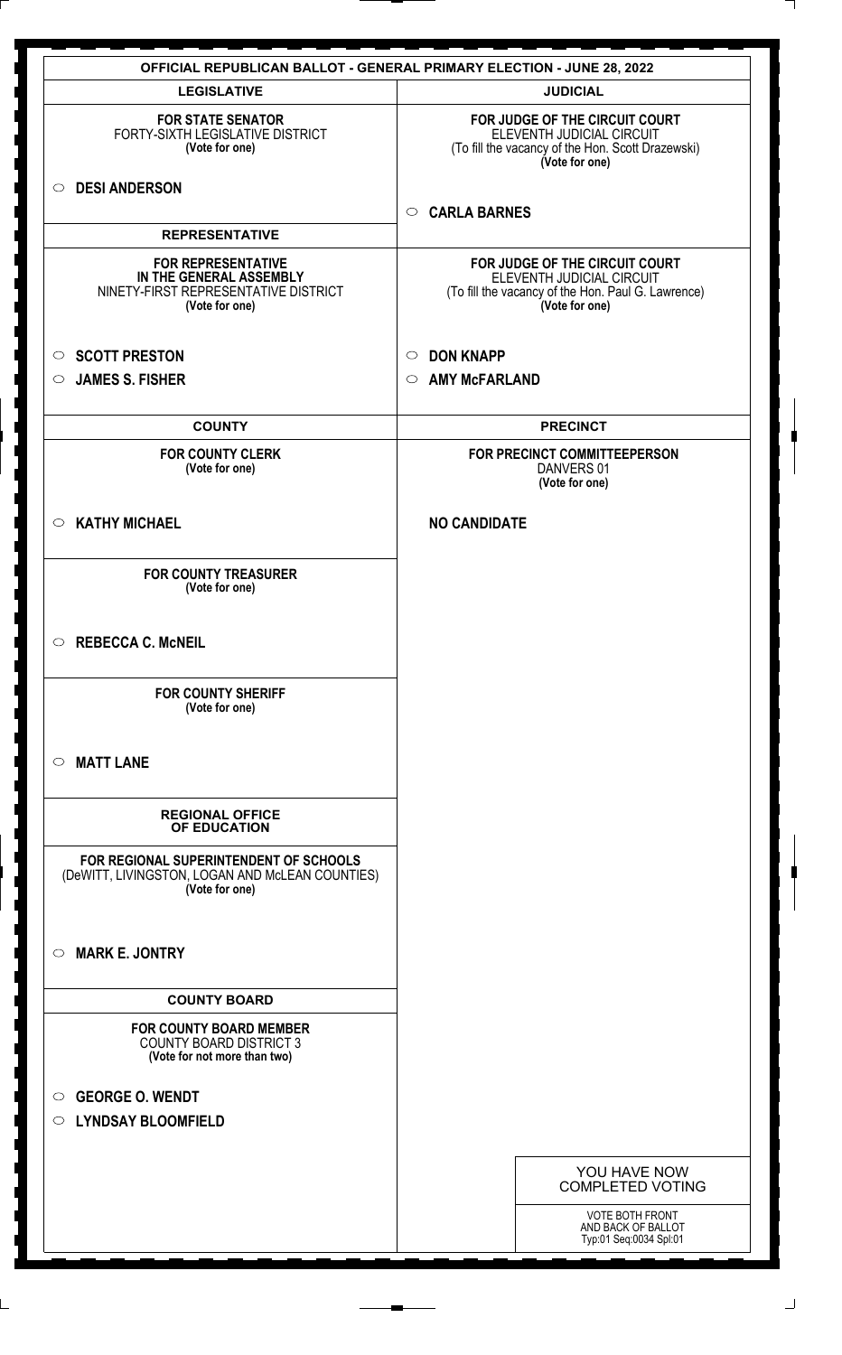# OFFICIAL REPUBLICAN BALLOT - GENERAL PRIMARY ELECTION - JUNE 28, 2022

## LEGISLATIVE

**FOR STATE SENATOR**
FORTY-SIXTH LEGISLATIVE DISTRICT
**(Vote for one)**

- ○ **DESI ANDERSON**

## REPRESENTATIVE

**FOR REPRESENTATIVE IN THE GENERAL ASSEMBLY**
NINETY-FIRST REPRESENTATIVE DISTRICT
**(Vote for one)**

- ○ **SCOTT PRESTON**
- ○ **JAMES S. FISHER**

## COUNTY

**FOR COUNTY CLERK**
**(Vote for one)**

- ○ **KATHY MICHAEL**

**FOR COUNTY TREASURER**
**(Vote for one)**

- ○ **REBECCA C. McNEIL**

**FOR COUNTY SHERIFF**
**(Vote for one)**

- ○ **MATT LANE**

## REGIONAL OFFICE OF EDUCATION

**FOR REGIONAL SUPERINTENDENT OF SCHOOLS**
(DeWITT, LIVINGSTON, LOGAN AND McLEAN COUNTIES)
**(Vote for one)**

- ○ **MARK E. JONTRY**

## COUNTY BOARD

**FOR COUNTY BOARD MEMBER**
COUNTY BOARD DISTRICT 3
**(Vote for not more than two)**

- ○ **GEORGE O. WENDT**
- ○ **LYNDSAY BLOOMFIELD**

## JUDICIAL

**FOR JUDGE OF THE CIRCUIT COURT**
ELEVENTH JUDICIAL CIRCUIT
(To fill the vacancy of the Hon. Scott Drazewski)
**(Vote for one)**

- ○ **CARLA BARNES**

**FOR JUDGE OF THE CIRCUIT COURT**
ELEVENTH JUDICIAL CIRCUIT
(To fill the vacancy of the Hon. Paul G. Lawrence)
**(Vote for one)**

- ○ **DON KNAPP**
- ○ **AMY McFARLAND**

## PRECINCT

**FOR PRECINCT COMMITTEEPERSON**
DANVERS 01
**(Vote for one)**

**NO CANDIDATE**

YOU HAVE NOW COMPLETED VOTING

VOTE BOTH FRONT AND BACK OF BALLOT
Typ:01 Seq:0034 Spl:01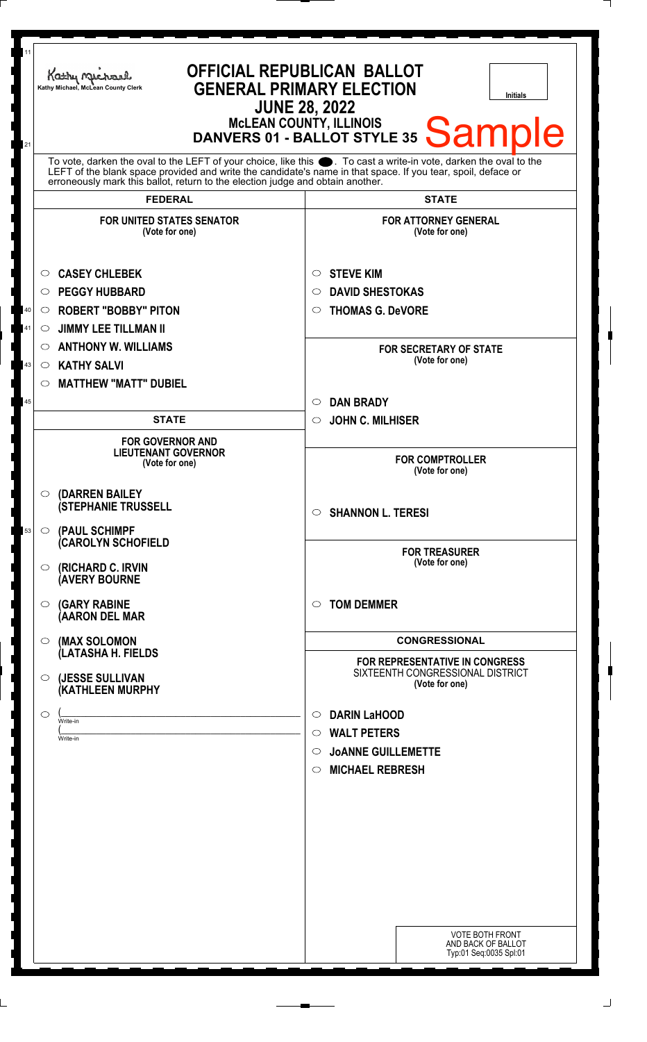# OFFICIAL REPUBLICAN BALLOT
## GENERAL PRIMARY ELECTION
## JUNE 28, 2022
## McLEAN COUNTY, ILLINOIS
## DANVERS 01 - BALLOT STYLE 35

Sample

Kathy Michael, McLean County Clerk

Initials

To vote, darken the oval to the LEFT of your choice, like this ●. To cast a write-in vote, darken the oval to the LEFT of the blank space provided and write the candidate's name in that space. If you tear, spoil, deface or erroneously mark this ballot, return to the election judge and obtain another.

## FEDERAL

### FOR UNITED STATES SENATOR
(Vote for one)

- ○ CASEY CHLEBEK
- ○ PEGGY HUBBARD
- ○ ROBERT "BOBBY" PITON
- ○ JIMMY LEE TILLMAN II
- ○ ANTHONY W. WILLIAMS
- ○ KATHY SALVI
- ○ MATTHEW "MATT" DUBIEL

## STATE

### FOR GOVERNOR AND LIEUTENANT GOVERNOR
(Vote for one)

- ○ (DARREN BAILEY (STEPHANIE TRUSSELL
- ○ (PAUL SCHIMPF (CAROLYN SCHOFIELD
- ○ (RICHARD C. IRVIN (AVERY BOURNE
- ○ (GARY RABINE (AARON DEL MAR
- ○ (MAX SOLOMON (LATASHA H. FIELDS
- ○ (JESSE SULLIVAN (KATHLEEN MURPHY
- ○ (______________ Write-in (______________ Write-in

## STATE

### FOR ATTORNEY GENERAL
(Vote for one)

- ○ STEVE KIM
- ○ DAVID SHESTOKAS
- ○ THOMAS G. DeVORE

### FOR SECRETARY OF STATE
(Vote for one)

- ○ DAN BRADY
- ○ JOHN C. MILHISER

### FOR COMPTROLLER
(Vote for one)

- ○ SHANNON L. TERESI

### FOR TREASURER
(Vote for one)

- ○ TOM DEMMER

## CONGRESSIONAL

### FOR REPRESENTATIVE IN CONGRESS
SIXTEENTH CONGRESSIONAL DISTRICT
(Vote for one)

- ○ DARIN LaHOOD
- ○ WALT PETERS
- ○ JoANNE GUILLEMETTE
- ○ MICHAEL REBRESH

VOTE BOTH FRONT AND BACK OF BALLOT
Typ:01 Seq:0035 Spl:01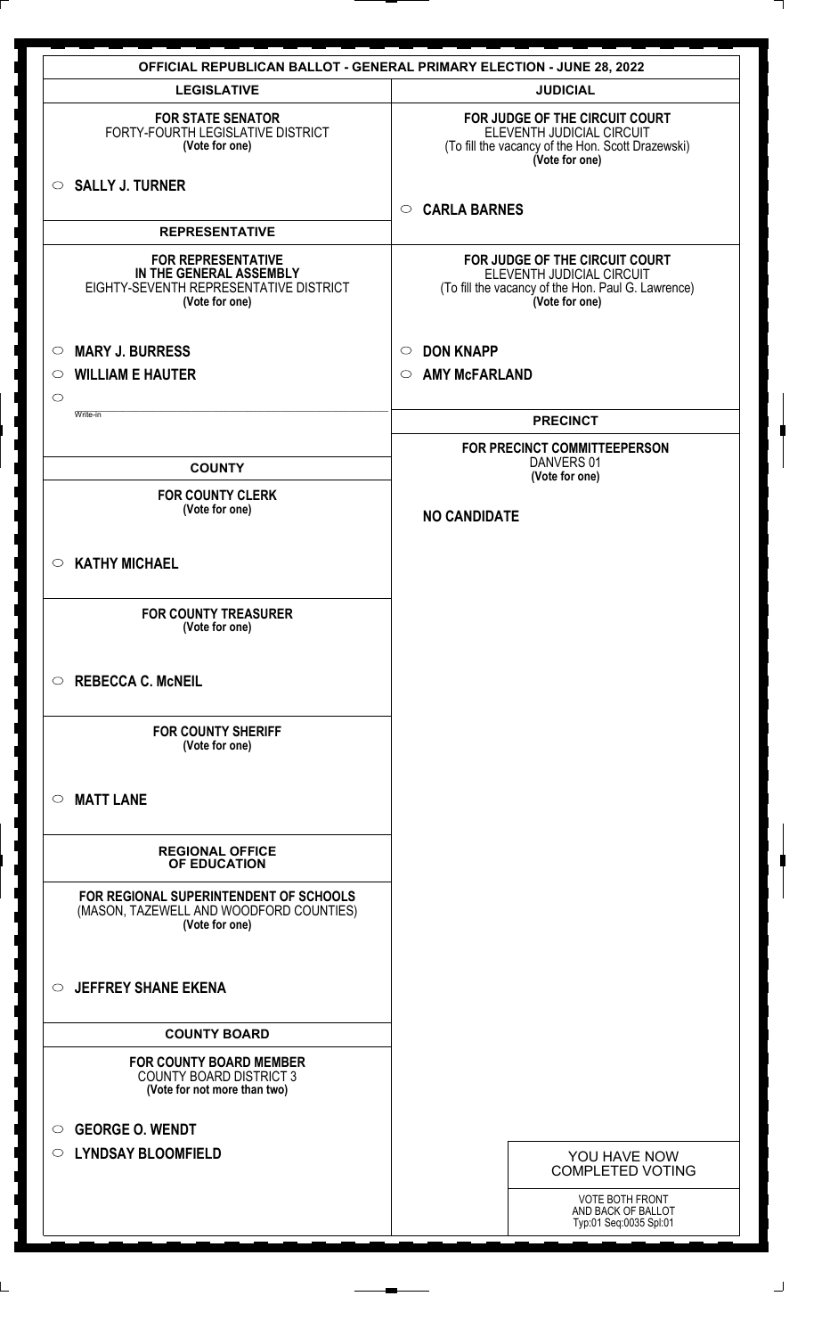# OFFICIAL REPUBLICAN BALLOT - GENERAL PRIMARY ELECTION - JUNE 28, 2022

## LEGISLATIVE

**FOR STATE SENATOR**
FORTY-FOURTH LEGISLATIVE DISTRICT
**(Vote for one)**

○ **SALLY J. TURNER**

## REPRESENTATIVE

**FOR REPRESENTATIVE IN THE GENERAL ASSEMBLY**
EIGHTY-SEVENTH REPRESENTATIVE DISTRICT
**(Vote for one)**

○ **MARY J. BURRESS**
○ **WILLIAM E HAUTER**
○ _______________ Write-in

## COUNTY

**FOR COUNTY CLERK**
**(Vote for one)**

○ **KATHY MICHAEL**

**FOR COUNTY TREASURER**
**(Vote for one)**

○ **REBECCA C. McNEIL**

**FOR COUNTY SHERIFF**
**(Vote for one)**

○ **MATT LANE**

## REGIONAL OFFICE OF EDUCATION

**FOR REGIONAL SUPERINTENDENT OF SCHOOLS**
(MASON, TAZEWELL AND WOODFORD COUNTIES)
**(Vote for one)**

○ **JEFFREY SHANE EKENA**

## COUNTY BOARD

**FOR COUNTY BOARD MEMBER**
COUNTY BOARD DISTRICT 3
**(Vote for not more than two)**

○ **GEORGE O. WENDT**
○ **LYNDSAY BLOOMFIELD**

## JUDICIAL

**FOR JUDGE OF THE CIRCUIT COURT**
ELEVENTH JUDICIAL CIRCUIT
(To fill the vacancy of the Hon. Scott Drazewski)
**(Vote for one)**

○ **CARLA BARNES**

**FOR JUDGE OF THE CIRCUIT COURT**
ELEVENTH JUDICIAL CIRCUIT
(To fill the vacancy of the Hon. Paul G. Lawrence)
**(Vote for one)**

○ **DON KNAPP**
○ **AMY McFARLAND**

## PRECINCT

**FOR PRECINCT COMMITTEEPERSON**
DANVERS 01
**(Vote for one)**

**NO CANDIDATE**

YOU HAVE NOW COMPLETED VOTING

VOTE BOTH FRONT AND BACK OF BALLOT
Typ:01 Seq:0035 Spl:01